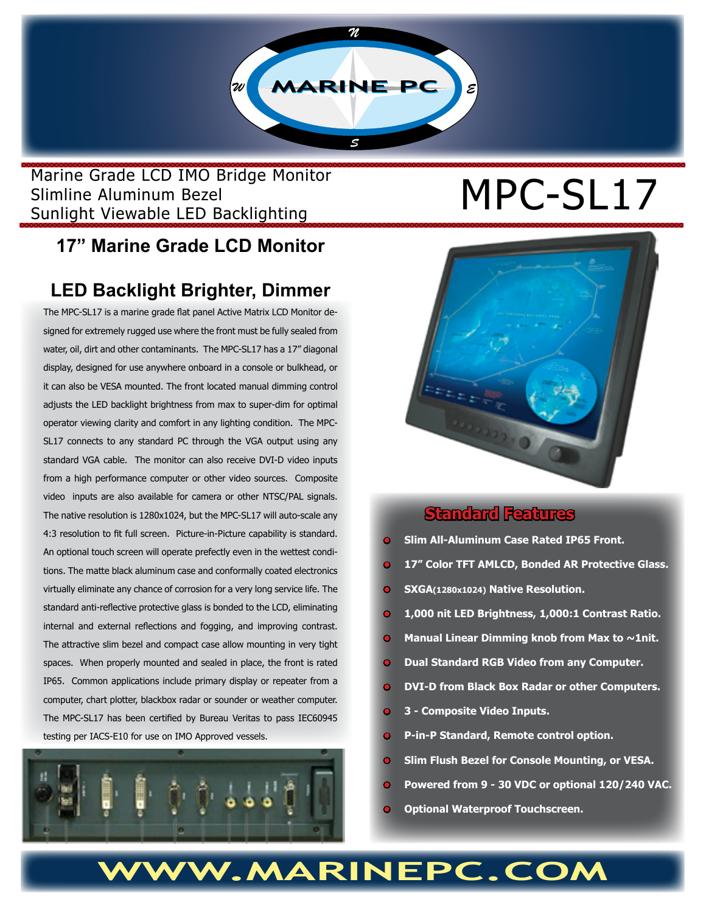MARINE PC

Marine Grade LCD IMO Bridge Monitor
Slimline Aluminum Bezel
Sunlight Viewable LED Backlighting

# MPC-SL17

## 17" Marine Grade LCD Monitor

## LED Backlight Brighter, Dimmer

The MPC-SL17 is a marine grade flat panel Active Matrix LCD Monitor designed for extremely rugged use where the front must be fully sealed from water, oil, dirt and other contaminants. The MPC-SL17 has a 17" diagonal display, designed for use anywhere onboard in a console or bulkhead, or it can also be VESA mounted. The front located manual dimming control adjusts the LED backlight brightness from max to super-dim for optimal operator viewing clarity and comfort in any lighting condition. The MPC-SL17 connects to any standard PC through the VGA output using any standard VGA cable. The monitor can also receive DVI-D video inputs from a high performance computer or other video sources. Composite video inputs are also available for camera or other NTSC/PAL signals. The native resolution is 1280x1024, but the MPC-SL17 will auto-scale any 4:3 resolution to fit full screen. Picture-in-Picture capability is standard. An optional touch screen will operate prefectly even in the wettest conditions. The matte black aluminum case and conformally coated electronics virtually eliminate any chance of corrosion for a very long service life. The standard anti-reflective protective glass is bonded to the LCD, eliminating internal and external reflections and fogging, and improving contrast. The attractive slim bezel and compact case allow mounting in very tight spaces. When properly mounted and sealed in place, the front is rated IP65. Common applications include primary display or repeater from a computer, chart plotter, blackbox radar or sounder or weather computer. The MPC-SL17 has been certified by Bureau Veritas to pass IEC60945 testing per IACS-E10 for use on IMO Approved vessels.

## Standard Features

- **Slim All-Aluminum Case Rated IP65 Front.**
- **17" Color TFT AMLCD, Bonded AR Protective Glass.**
- **SXGA(1280x1024) Native Resolution.**
- **1,000 nit LED Brightness, 1,000:1 Contrast Ratio.**
- **Manual Linear Dimming knob from Max to ~1nit.**
- **Dual Standard RGB Video from any Computer.**
- **DVI-D from Black Box Radar or other Computers.**
- **3 - Composite Video Inputs.**
- **P-in-P Standard, Remote control option.**
- **Slim Flush Bezel for Console Mounting, or VESA.**
- **Powered from 9 - 30 VDC or optional 120/240 VAC.**
- **Optional Waterproof Touchscreen.**

**WWW.MARINEPC.COM**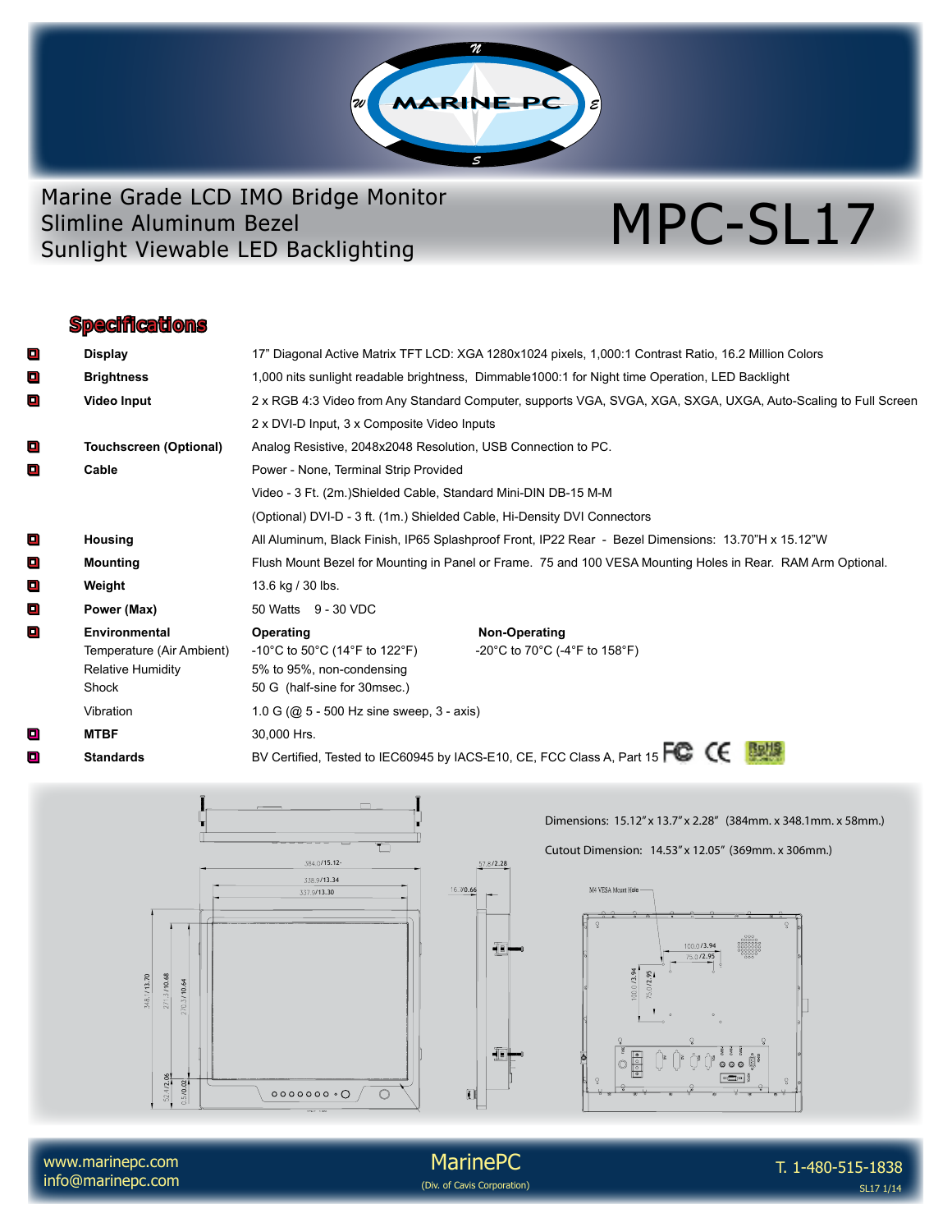# MARINE PC

Marine Grade LCD IMO Bridge Monitor
Slimline Aluminum Bezel
Sunlight Viewable LED Backlighting

# MPC-SL17

## Specifications

| | |
|---|---|
| **Display** | 17" Diagonal Active Matrix TFT LCD: XGA 1280x1024 pixels, 1,000:1 Contrast Ratio, 16.2 Million Colors |
| **Brightness** | 1,000 nits sunlight readable brightness, Dimmable1000:1 for Night time Operation, LED Backlight |
| **Video Input** | 2 x RGB 4:3 Video from Any Standard Computer, supports VGA, SVGA, XGA, SXGA, UXGA, Auto-Scaling to Full Screen |
| | 2 x DVI-D Input, 3 x Composite Video Inputs |
| **Touchscreen (Optional)** | Analog Resistive, 2048x2048 Resolution, USB Connection to PC. |
| **Cable** | Power - None, Terminal Strip Provided |
| | Video - 3 Ft. (2m.)Shielded Cable, Standard Mini-DIN DB-15 M-M |
| | (Optional) DVI-D - 3 ft. (1m.) Shielded Cable, Hi-Density DVI Connectors |
| **Housing** | All Aluminum, Black Finish, IP65 Splashproof Front, IP22 Rear - Bezel Dimensions: 13.70"H x 15.12"W |
| **Mounting** | Flush Mount Bezel for Mounting in Panel or Frame. 75 and 100 VESA Mounting Holes in Rear. RAM Arm Optional. |
| **Weight** | 13.6 kg / 30 lbs. |
| **Power (Max)** | 50 Watts 9 - 30 VDC |

| **Environmental** | **Operating** | **Non-Operating** |
|---|---|---|
| Temperature (Air Ambient) | -10°C to 50°C (14°F to 122°F) | -20°C to 70°C (-4°F to 158°F) |
| Relative Humidity | 5% to 95%, non-condensing | |
| Shock | 50 G (half-sine for 30msec.) | |
| Vibration | 1.0 G (@ 5 - 500 Hz sine sweep, 3 - axis) | |

| | |
|---|---|
| **MTBF** | 30,000 Hrs. |
| **Standards** | BV Certified, Tested to IEC60945 by IACS-E10, CE, FCC Class A, Part 15 |

Dimensions: 15.12" x 13.7" x 2.28" (384mm. x 348.1mm. x 58mm.)

Cutout Dimension: 14.53" x 12.05" (369mm. x 306mm.)

384.0/15.12
338.9/13.34
337.9/13.30
57.8/2.28
16.8/0.66
348.1/13.70
271.3/10.68
270.3/10.64
52.4/2.06
0.5/0.02
M4 VESA Mount Hole
100.0/3.94
75.0/2.95
100.0/3.94
75.0/2.95

www.marinepc.com
info@marinepc.com

MarinePC
(Div. of Cavis Corporation)

T. 1-480-515-1838

SL17 1/14